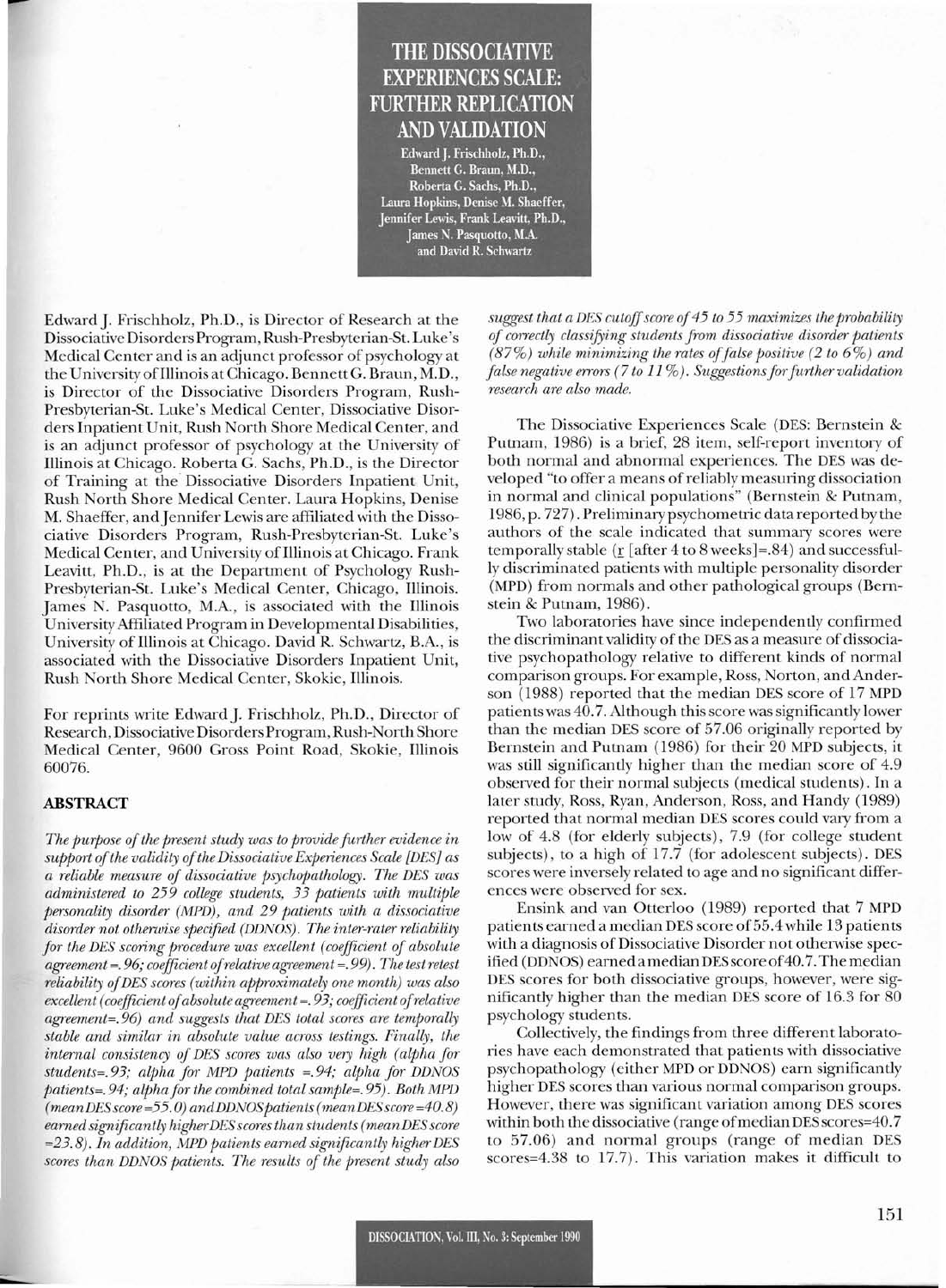# THE DISSOCIATIVE EXPERIENCES SCALE: FURTHER REPLICATION AND VALIDATION

Edward J. Frischholz, Ph.D., Bennett G. Braun, M.D., Roberta G. Sachs, Ph.D., Laura Hopkins, Denise M. Shaeffer, Jennifer Lewis, Frank Leavitt, Ph.D., James N. Pasquotto, M.A. and David R. Schwartz

Edward J. Frischholz, Ph.D., is Director of Research at the Dissociative Disorders Program, Rush-Presbyterian-St. Luke's Medical Center and is an adjunct professor of psychology at the University of Illinois at Chicago. Bennett G. Braun, M.D., is Director of the Dissociative Disorders Program, Rush-Presbyterian-St. Luke's Medical Center, Dissociative Disorders Inpatient Unit, Rush North Shore Medical Center, and is an adjunct professor of psychology at the University of Illinois at Chicago. Roberta G. Sachs, Ph.D., is the Director of Training at the Dissociative Disorders Inpatient Unit, Rush North Shore Medical Center. Laura Hopkins, Denise M. Shaeffer, and Jennifer Lewis are affiliated with the Dissociative Disorders Program, Rush-Presbyterian-St. Luke's Medical Center, and University of Illinois at Chicago. Frank Leavitt, Ph.D., is at the Department of Psychology Rush-Presbyterian-St. Luke's Medical Center, Chicago, Illinois. James N. Pasquotto, M.A., is associated with the Illinois University Affiliated Program in Developmental Disabilities, University of Illinois at Chicago. David R. Schwartz, B.A., is associated with the Dissociative Disorders Inpatient Unit, Rush North Shore Medical Center, Skokie, Illinois.

For reprints write Edward J. Frischholz, Ph.D., Director of Research, Dissociative Disorders Program, Rush-North Shore Medical Center, 9600 Gross Point Road, Skokie, Illinois 60076.

## ABSTRACT

*The purpose of the present study was to provide further evidence in support of the validity of the Dissociative Experiences Scale [DES] as a reliable measure of dissociative psychopathology. The DES was administered to 259 college students, 33 patients with multiple personality disorder (MPD), and 29 patients with a dissociative disorder not otherwise specified (DDNOS). The inter-rater reliability for the DES scoring procedure was excellent (coefficient of absolute agreement=.96; coefficient of relative agreement=.99). The test retest reliability of DES scores (within approximately one month) was also excellent (coefficient of absolute agreement=.93; coefficient of relative agreement=.96) and suggests that DES total scores are temporally stable and similar in absolute value across testings. Finally, the internal consistency of DES scores was also very high (alpha for students=.93; alpha for MPD patients =.94; alpha for DDNOS patients=.94; alpha for the combined total sample=.95). Both MPD (mean DES score=55.0) and DDNOS patients (mean DES score=40.8) earned significantly higher DES scores than students (mean DES score =23.8). In addition, MPD patients earned significantly higher DES scores than DDNOS patients. The results of the present study also suggest that a DES cutoff score of 45 to 55 maximizes the probability of correctly classifying students from dissociative disorder patients (87%) while minimizing the rates of false positive (2 to 6%) and false negative errors (7 to 11%). Suggestions for further validation research are also made.*

The Dissociative Experiences Scale (DES: Bernstein & Putnam, 1986) is a brief, 28 item, self-report inventory of both normal and abnormal experiences. The DES was developed "to offer a means of reliably measuring dissociation in normal and clinical populations" (Bernstein & Putnam, 1986, p. 727). Preliminary psychometric data reported by the authors of the scale indicated that summary scores were temporally stable ($r$ [after 4 to 8 weeks]=.84) and successfully discriminated patients with multiple personality disorder (MPD) from normals and other pathological groups (Bernstein & Putnam, 1986).

Two laboratories have since independently confirmed the discriminant validity of the DES as a measure of dissociative psychopathology relative to different kinds of normal comparison groups. For example, Ross, Norton, and Anderson (1988) reported that the median DES score of 17 MPD patients was 40.7. Although this score was significantly lower than the median DES score of 57.06 originally reported by Bernstein and Putnam (1986) for their 20 MPD subjects, it was still significantly higher than the median score of 4.9 observed for their normal subjects (medical students). In a later study, Ross, Ryan, Anderson, Ross, and Handy (1989) reported that normal median DES scores could vary from a low of 4.8 (for elderly subjects), 7.9 (for college student subjects), to a high of 17.7 (for adolescent subjects). DES scores were inversely related to age and no significant differences were observed for sex.

Ensink and van Otterloo (1989) reported that 7 MPD patients earned a median DES score of 55.4 while 13 patients with a diagnosis of Dissociative Disorder not otherwise specified (DDNOS) earned a median DES score of 40.7. The median DES scores for both dissociative groups, however, were significantly higher than the median DES score of 16.3 for 80 psychology students.

Collectively, the findings from three different laboratories have each demonstrated that patients with dissociative psychopathology (either MPD or DDNOS) earn significantly higher DES scores than various normal comparison groups. However, there was significant variation among DES scores within both the dissociative (range of median DES scores=40.7 to 57.06) and normal groups (range of median DES scores=4.38 to 17.7). This variation makes it difficult to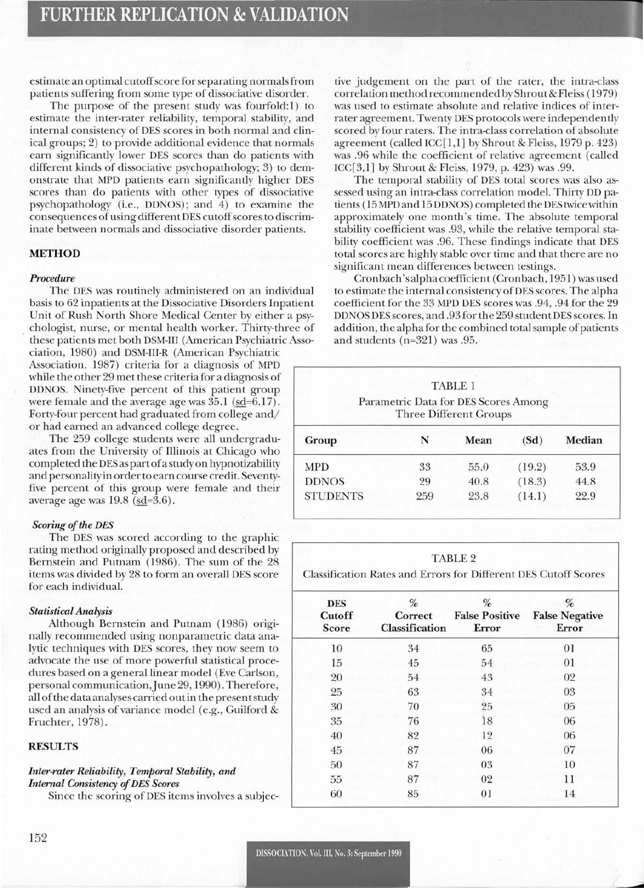estimate an optimal cutoff score for separating normals from patients suffering from some type of dissociative disorder.

The purpose of the present study was fourfold: 1) to estimate the inter-rater reliability, temporal stability, and internal consistency of DES scores in both normal and clinical groups; 2) to provide additional evidence that normals earn significantly lower DES scores than do patients with different kinds of dissociative psychopathology; 3) to demonstrate that MPD patients earn significantly higher DES scores than do patients with other types of dissociative psychopathology (i.e., DDNOS); and 4) to examine the consequences of using different DES cutoff scores to discriminate between normals and dissociative disorder patients.

## METHOD

### *Procedure*

The DES was routinely administered on an individual basis to 62 inpatients at the Dissociative Disorders Inpatient Unit of Rush North Shore Medical Center by either a psychologist, nurse, or mental health worker. Thirty-three of these patients met both DSM-III (American Psychiatric Association, 1980) and DSM-III-R (American Psychiatric Association, 1987) criteria for a diagnosis of MPD while the other 29 met these criteria for a diagnosis of DDNOS. Ninety-five percent of this patient group were female and the average age was 35.1 (sd=6.17). Forty-four percent had graduated from college and/or had earned an advanced college degree.

The 259 college students were all undergraduates from the University of Illinois at Chicago who completed the DES as part of a study on hypnotizability and personality in order to earn course credit. Seventy-five percent of this group were female and their average age was 19.8 (sd=3.6).

### *Scoring of the DES*

The DES was scored according to the graphic rating method originally proposed and described by Bernstein and Putnam (1986). The sum of the 28 items was divided by 28 to form an overall DES score for each individual.

### *Statistical Analysis*

Although Bernstein and Putnam (1986) originally recommended using nonparametric data analytic techniques with DES scores, they now seem to advocate the use of more powerful statistical procedures based on a general linear model (Eve Carlson, personal communication, June 29, 1990). Therefore, all of the data analyses carried out in the present study used an analysis of variance model (e.g., Guilford & Fruchter, 1978).

## RESULTS

### *Inter-rater Reliability, Temporal Stability, and Internal Consistency of DES Scores*

Since the scoring of DES items involves a subjective judgement on the part of the rater, the intra-class correlation method recommended by Shrout & Fleiss (1979) was used to estimate absolute and relative indices of inter-rater agreement. Twenty DES protocols were independently scored by four raters. The intra-class correlation of absolute agreement (called ICC[1,1] by Shrout & Fleiss, 1979 p. 423) was .96 while the coefficient of relative agreement (called ICC[3,1] by Shrout & Fleiss, 1979, p. 423) was .99.

The temporal stability of DES total scores was also assessed using an intra-class correlation model. Thirty DD patients (15 MPD and 15 DDNOS) completed the DES twice within approximately one month's time. The absolute temporal stability coefficient was .93, while the relative temporal stability coefficient was .96. These findings indicate that DES total scores are highly stable over time and that there are no significant mean differences between testings.

Cronbach's alpha coefficient (Cronbach, 1951) was used to estimate the internal consistency of DES scores. The alpha coefficient for the 33 MPD DES scores was .94, .94 for the 29 DDNOS DES scores, and .93 for the 259 student DES scores. In addition, the alpha for the combined total sample of patients and students (n=321) was .95.

TABLE 1
Parametric Data for DES Scores Among Three Different Groups

| Group | N | Mean | (Sd) | Median |
|---|---|---|---|---|
| MPD | 33 | 55.0 | (19.2) | 53.9 |
| DDNOS | 29 | 40.8 | (18.3) | 44.8 |
| STUDENTS | 259 | 23.8 | (14.1) | 22.9 |

TABLE 2
Classification Rates and Errors for Different DES Cutoff Scores

| DES Cutoff Score | % Correct Classification | % False Positive Error | % False Negative Error |
|---|---|---|---|
| 10 | 34 | 65 | 01 |
| 15 | 45 | 54 | 01 |
| 20 | 54 | 43 | 02 |
| 25 | 63 | 34 | 03 |
| 30 | 70 | 25 | 05 |
| 35 | 76 | 18 | 06 |
| 40 | 82 | 12 | 06 |
| 45 | 87 | 06 | 07 |
| 50 | 87 | 03 | 10 |
| 55 | 87 | 02 | 11 |
| 60 | 85 | 01 | 14 |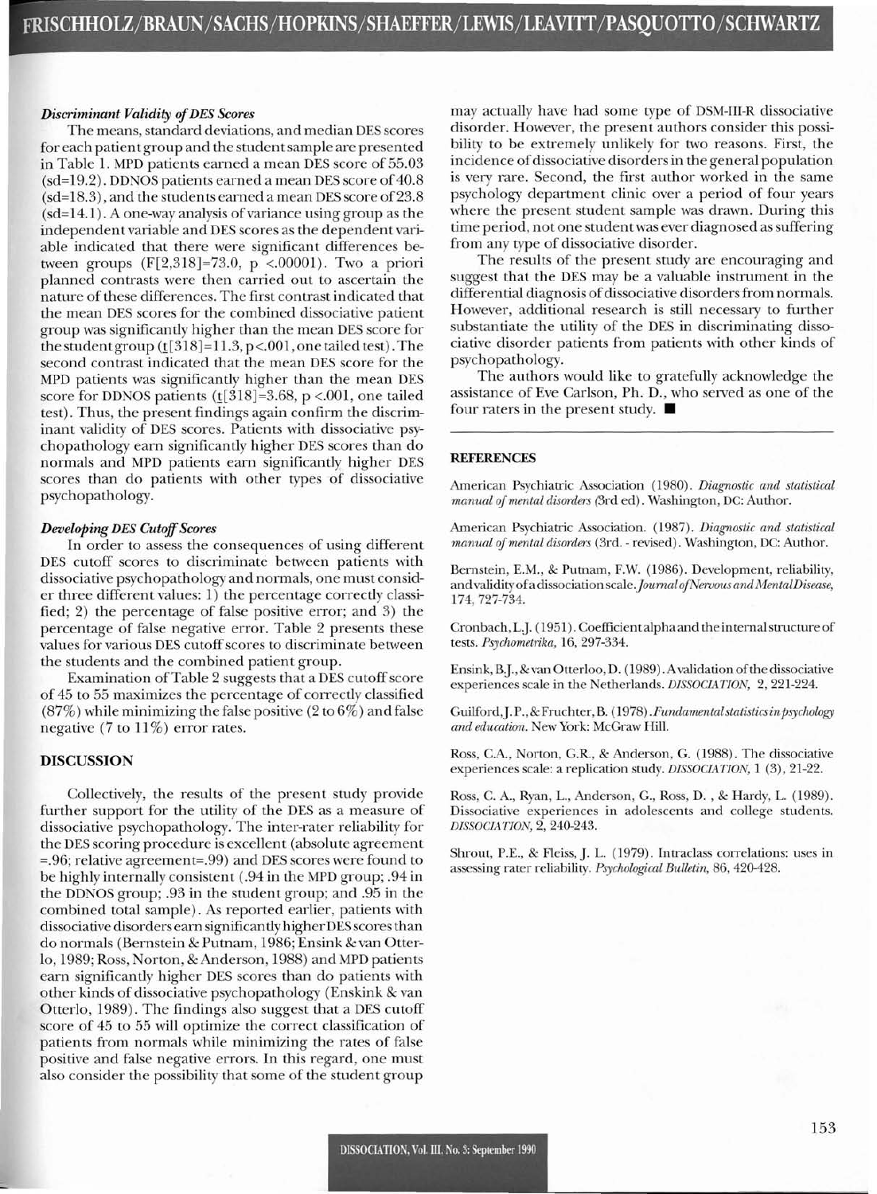### *Discriminant Validity of DES Scores*

The means, standard deviations, and median DES scores for each patient group and the student sample are presented in Table 1. MPD patients earned a mean DES score of 55.03 (sd=19.2). DDNOS patients earned a mean DES score of 40.8 (sd=18.3), and the students earned a mean DES score of 23.8 (sd=14.1). A one-way analysis of variance using group as the independent variable and DES scores as the dependent variable indicated that there were significant differences between groups ($F[2,318]=73.0$, $p <.00001$). Two a priori planned contrasts were then carried out to ascertain the nature of these differences. The first contrast indicated that the mean DES scores for the combined dissociative patient group was significantly higher than the mean DES score for the student group ($\underline{t}[318]=11.3$, $p<.001$, one tailed test). The second contrast indicated that the mean DES score for the MPD patients was significantly higher than the mean DES score for DDNOS patients ($\underline{t}[318]=3.68$, $p <.001$, one tailed test). Thus, the present findings again confirm the discriminant validity of DES scores. Patients with dissociative psychopathology earn significantly higher DES scores than do normals and MPD patients earn significantly higher DES scores than do patients with other types of dissociative psychopathology.

### *Developing DES Cutoff Scores*

In order to assess the consequences of using different DES cutoff scores to discriminate between patients with dissociative psychopathology and normals, one must consider three different values: 1) the percentage correctly classified; 2) the percentage of false positive error; and 3) the percentage of false negative error. Table 2 presents these values for various DES cutoff scores to discriminate between the students and the combined patient group.

Examination of Table 2 suggests that a DES cutoff score of 45 to 55 maximizes the percentage of correctly classified (87%) while minimizing the false positive (2 to 6%) and false negative (7 to 11%) error rates.

## DISCUSSION

Collectively, the results of the present study provide further support for the utility of the DES as a measure of dissociative psychopathology. The inter-rater reliability for the DES scoring procedure is excellent (absolute agreement =.96; relative agreement=.99) and DES scores were found to be highly internally consistent (.94 in the MPD group; .94 in the DDNOS group; .93 in the student group; and .95 in the combined total sample). As reported earlier, patients with dissociative disorders earn significantly higher DES scores than do normals (Bernstein & Putnam, 1986; Ensink & van Otterlo, 1989; Ross, Norton, & Anderson, 1988) and MPD patients earn significantly higher DES scores than do patients with other kinds of dissociative psychopathology (Enskink & van Otterlo, 1989). The findings also suggest that a DES cutoff score of 45 to 55 will optimize the correct classification of patients from normals while minimizing the rates of false positive and false negative errors. In this regard, one must also consider the possibility that some of the student group may actually have had some type of DSM-III-R dissociative disorder. However, the present authors consider this possibility to be extremely unlikely for two reasons. First, the incidence of dissociative disorders in the general population is very rare. Second, the first author worked in the same psychology department clinic over a period of four years where the present student sample was drawn. During this time period, not one student was ever diagnosed as suffering from any type of dissociative disorder.

The results of the present study are encouraging and suggest that the DES may be a valuable instrument in the differential diagnosis of dissociative disorders from normals. However, additional research is still necessary to further substantiate the utility of the DES in discriminating dissociative disorder patients from patients with other kinds of psychopathology.

The authors would like to gratefully acknowledge the assistance of Eve Carlson, Ph. D., who served as one of the four raters in the present study. ■

## REFERENCES

American Psychiatric Association (1980). *Diagnostic and statistical manual of mental disorders* (3rd ed). Washington, DC: Author.

American Psychiatric Association. (1987). *Diagnostic and statistical manual of mental disorders* (3rd. - revised). Washington, DC: Author.

Bernstein, E.M., & Putnam, F.W. (1986). Development, reliability, and validity of a dissociation scale. *Journal of Nervous and Mental Disease*, 174, 727-734.

Cronbach, L.J. (1951). Coefficient alpha and the internal structure of tests. *Psychometrika*, 16, 297-334.

Ensink, B.J., & van Otterloo, D. (1989). A validation of the dissociative experiences scale in the Netherlands. *DISSOCIATION*, 2, 221-224.

Guilford, J.P., & Fruchter, B. (1978). *Fundamental statistics in psychology and education*. New York: McGraw Hill.

Ross, C.A., Norton, G.R., & Anderson, G. (1988). The dissociative experiences scale: a replication study. *DISSOCIATION*, 1 (3), 21-22.

Ross, C. A., Ryan, L., Anderson, G., Ross, D. , & Hardy, L. (1989). Dissociative experiences in adolescents and college students. *DISSOCIATION*, 2, 240-243.

Shrout, P.E., & Fleiss, J. L. (1979). Intraclass correlations: uses in assessing rater reliability. *Psychological Bulletin*, 86, 420-428.